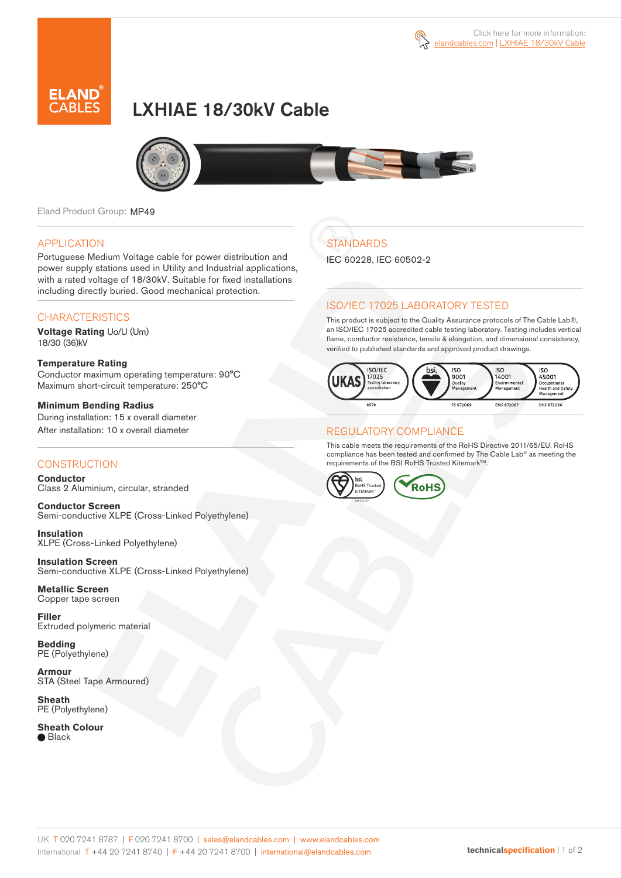Click here for more information: elandcables.com | LXHIAE 18/30kV Cable

# LXHIAE 18/30kV Cable

Eland Product Group: MP49

## APPLICATION

Portuguese Medium Voltage cable for power distribution and power supply stations used in Utility and Industrial applications, with a rated voltage of 18/30kV. Suitable for fixed installations including directly buried. Good mechanical protection.

## CHARACTERISTICS

**Voltage Rating** Uo/U (Um)
18/30 (36)kV

**Temperature Rating**
Conductor maximum operating temperature: 90°C
Maximum short-circuit temperature: 250°C

**Minimum Bending Radius**
During installation: 15 x overall diameter
After installation: 10 x overall diameter

## CONSTRUCTION

**Conductor**
Class 2 Aluminium, circular, stranded

**Conductor Screen**
Semi-conductive XLPE (Cross-Linked Polyethylene)

**Insulation**
XLPE (Cross-Linked Polyethylene)

**Insulation Screen**
Semi-conductive XLPE (Cross-Linked Polyethylene)

**Metallic Screen**
Copper tape screen

**Filler**
Extruded polymeric material

**Bedding**
PE (Polyethylene)

**Armour**
STA (Steel Tape Armoured)

**Sheath**
PE (Polyethylene)

**Sheath Colour**
● Black

## STANDARDS

IEC 60228, IEC 60502-2

## ISO/IEC 17025 LABORATORY TESTED

This product is subject to the Quality Assurance protocols of The Cable Lab®, an ISO/IEC 17025 accredited cable testing laboratory. Testing includes vertical flame, conductor resistance, tensile & elongation, and dimensional consistency, verified to published standards and approved product drawings.

UKAS ISO/IEC 17025 Testing laboratory accreditation 8578 | bsi ISO 9001 Quality Management FS 672069 | ISO 14001 Environmental Management EMS 672067 | ISO 45001 Occupational Health and Safety Management OHS 672066

## REGULATORY COMPLIANCE

This cable meets the requirements of the RoHS Directive 2011/65/EU. RoHS compliance has been tested and confirmed by The Cable Lab® as meeting the requirements of the BSI RoHS Trusted Kitemark™.

bsi RoHS Trusted KITEMARK™ | RoHS

UK T 020 7241 8787 | F 020 7241 8700 | sales@elandcables.com | www.elandcables.com
International T +44 20 7241 8740 | F +44 20 7241 8700 | international@elandcables.com

technicalspecification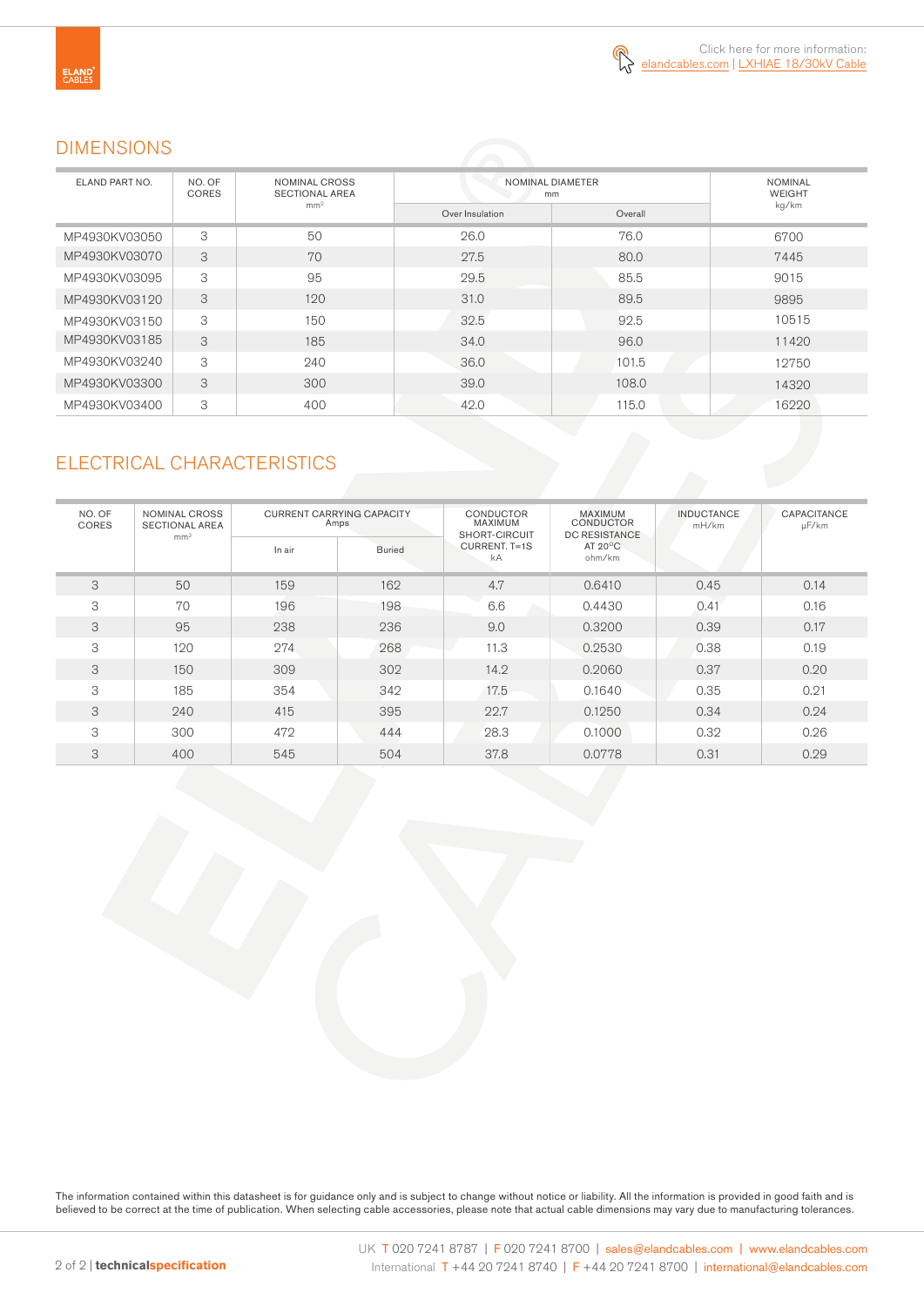Click here for more information: elandcables.com | LXHIAE 18/30kV Cable

## DIMENSIONS

| ELAND PART NO. | NO. OF CORES | NOMINAL CROSS SECTIONAL AREA mm$^2$ | NOMINAL DIAMETER mm | | NOMINAL WEIGHT kg/km |
|---|---|---|---|---|---|
| | | | Over Insulation | Overall | |
| MP4930KV03050 | 3 | 50 | 26.0 | 76.0 | 6700 |
| MP4930KV03070 | 3 | 70 | 27.5 | 80.0 | 7445 |
| MP4930KV03095 | 3 | 95 | 29.5 | 85.5 | 9015 |
| MP4930KV03120 | 3 | 120 | 31.0 | 89.5 | 9895 |
| MP4930KV03150 | 3 | 150 | 32.5 | 92.5 | 10515 |
| MP4930KV03185 | 3 | 185 | 34.0 | 96.0 | 11420 |
| MP4930KV03240 | 3 | 240 | 36.0 | 101.5 | 12750 |
| MP4930KV03300 | 3 | 300 | 39.0 | 108.0 | 14320 |
| MP4930KV03400 | 3 | 400 | 42.0 | 115.0 | 16220 |

## ELECTRICAL CHARACTERISTICS

| NO. OF CORES | NOMINAL CROSS SECTIONAL AREA mm$^2$ | CURRENT CARRYING CAPACITY Amps | | CONDUCTOR MAXIMUM SHORT-CIRCUIT CURRENT. T=1S kA | MAXIMUM CONDUCTOR DC RESISTANCE AT 20°C ohm/km | INDUCTANCE mH/km | CAPACITANCE µF/km |
|---|---|---|---|---|---|---|---|
| | | In air | Buried | | | | |
| 3 | 50 | 159 | 162 | 4.7 | 0.6410 | 0.45 | 0.14 |
| 3 | 70 | 196 | 198 | 6.6 | 0.4430 | 0.41 | 0.16 |
| 3 | 95 | 238 | 236 | 9.0 | 0.3200 | 0.39 | 0.17 |
| 3 | 120 | 274 | 268 | 11.3 | 0.2530 | 0.38 | 0.19 |
| 3 | 150 | 309 | 302 | 14.2 | 0.2060 | 0.37 | 0.20 |
| 3 | 185 | 354 | 342 | 17.5 | 0.1640 | 0.35 | 0.21 |
| 3 | 240 | 415 | 395 | 22.7 | 0.1250 | 0.34 | 0.24 |
| 3 | 300 | 472 | 444 | 28.3 | 0.1000 | 0.32 | 0.26 |
| 3 | 400 | 545 | 504 | 37.8 | 0.0778 | 0.31 | 0.29 |

The information contained within this datasheet is for guidance only and is subject to change without notice or liability. All the information is provided in good faith and is believed to be correct at the time of publication. When selecting cable accessories, please note that actual cable dimensions may vary due to manufacturing tolerances.

UK T 020 7241 8787 | F 020 7241 8700 | sales@elandcables.com | www.elandcables.com
International T +44 20 7241 8740 | F +44 20 7241 8700 | international@elandcables.com